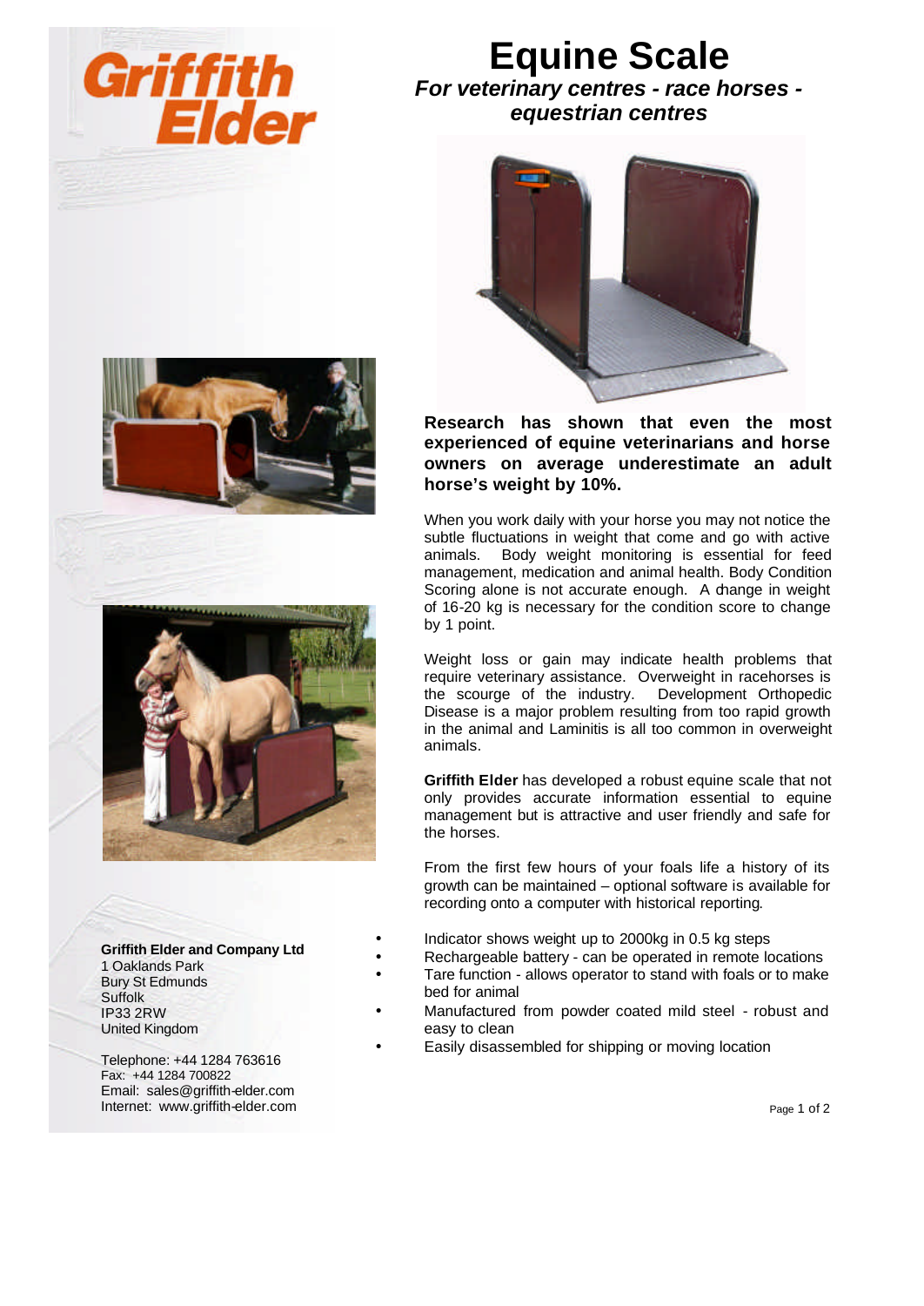# Equine Scale

***For veterinary centres - race horses - equestrian centres***

**Research has shown that even the most experienced of equine veterinarians and horse owners on average underestimate an adult horse's weight by 10%.**

When you work daily with your horse you may not notice the subtle fluctuations in weight that come and go with active animals. Body weight monitoring is essential for feed management, medication and animal health. Body Condition Scoring alone is not accurate enough. A change in weight of 16-20 kg is necessary for the condition score to change by 1 point.

Weight loss or gain may indicate health problems that require veterinary assistance. Overweight in racehorses is the scourge of the industry. Development Orthopedic Disease is a major problem resulting from too rapid growth in the animal and Laminitis is all too common in overweight animals.

**Griffith Elder** has developed a robust equine scale that not only provides accurate information essential to equine management but is attractive and user friendly and safe for the horses.

From the first few hours of your foals life a history of its growth can be maintained – optional software is available for recording onto a computer with historical reporting.

- Indicator shows weight up to 2000kg in 0.5 kg steps
- Rechargeable battery - can be operated in remote locations
- Tare function - allows operator to stand with foals or to make bed for animal
- Manufactured from powder coated mild steel - robust and easy to clean
- Easily disassembled for shipping or moving location

**Griffith Elder and Company Ltd**
1 Oaklands Park
Bury St Edmunds
Suffolk
IP33 2RW
United Kingdom

Telephone: +44 1284 763616
Fax: +44 1284 700822
Email: sales@griffith-elder.com
Internet: www.griffith-elder.com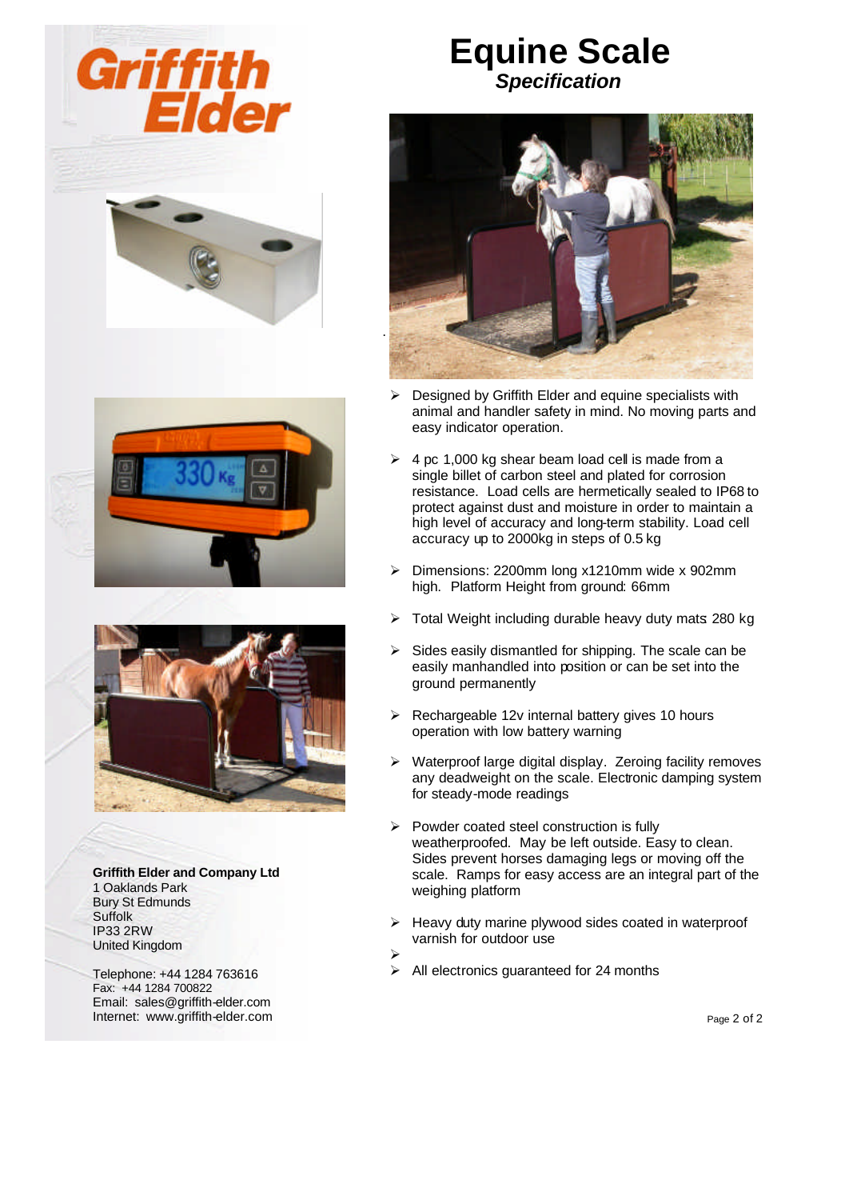# Equine Scale

***Specification***

- Designed by Griffith Elder and equine specialists with animal and handler safety in mind. No moving parts and easy indicator operation.
- 4 pc 1,000 kg shear beam load cell is made from a single billet of carbon steel and plated for corrosion resistance. Load cells are hermetically sealed to IP68 to protect against dust and moisture in order to maintain a high level of accuracy and long-term stability. Load cell accuracy up to 2000kg in steps of 0.5 kg
- Dimensions: 2200mm long x1210mm wide x 902mm high. Platform Height from ground: 66mm
- Total Weight including durable heavy duty mats 280 kg
- Sides easily dismantled for shipping. The scale can be easily manhandled into position or can be set into the ground permanently
- Rechargeable 12v internal battery gives 10 hours operation with low battery warning
- Waterproof large digital display. Zeroing facility removes any deadweight on the scale. Electronic damping system for steady-mode readings
- Powder coated steel construction is fully weatherproofed. May be left outside. Easy to clean. Sides prevent horses damaging legs or moving off the scale. Ramps for easy access are an integral part of the weighing platform
- Heavy duty marine plywood sides coated in waterproof varnish for outdoor use
- All electronics guaranteed for 24 months

**Griffith Elder and Company Ltd**
1 Oaklands Park
Bury St Edmunds
Suffolk
IP33 2RW
United Kingdom

Telephone: +44 1284 763616
Fax: +44 1284 700822
Email: sales@griffith-elder.com
Internet: www.griffith-elder.com